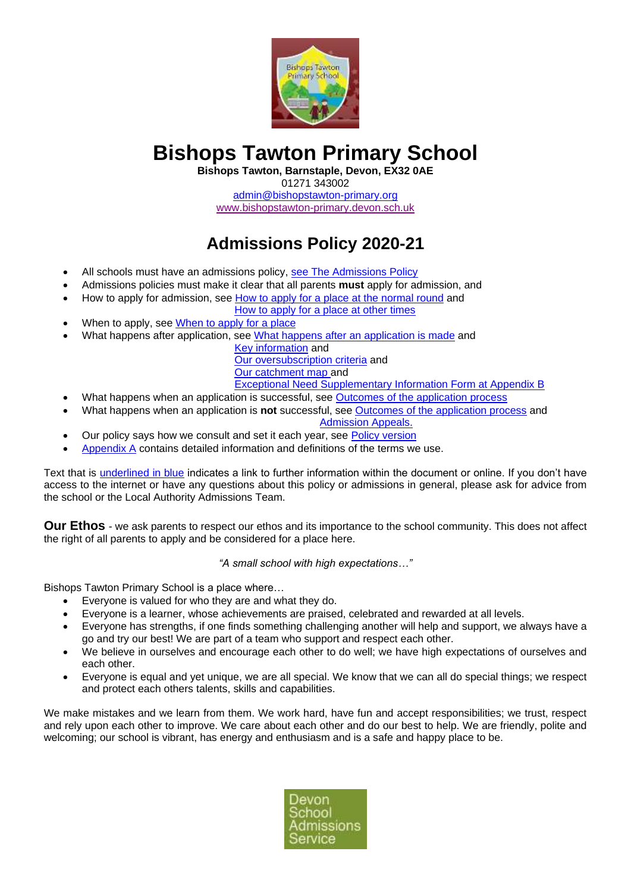# Bishops Tawton Primary School

**Bishops Tawton, Barnstaple, Devon, EX32 0AE**
01271 343002
admin@bishopstawton-primary.org
www.bishopstawton-primary.devon.sch.uk

## Admissions Policy 2020-21

- All schools must have an admissions policy, see The Admissions Policy
- Admissions policies must make it clear that all parents **must** apply for admission, and
- How to apply for admission, see How to apply for a place at the normal round and How to apply for a place at other times
- When to apply, see When to apply for a place
- What happens after application, see What happens after an application is made and Key information and Our oversubscription criteria and Our catchment map and Exceptional Need Supplementary Information Form at Appendix B
- What happens when an application is successful, see Outcomes of the application process
- What happens when an application is **not** successful, see Outcomes of the application process and Admission Appeals.
- Our policy says how we consult and set it each year, see Policy version
- Appendix A contains detailed information and definitions of the terms we use.

Text that is underlined in blue indicates a link to further information within the document or online. If you don't have access to the internet or have any questions about this policy or admissions in general, please ask for advice from the school or the Local Authority Admissions Team.

**Our Ethos** - we ask parents to respect our ethos and its importance to the school community. This does not affect the right of all parents to apply and be considered for a place here.

*"A small school with high expectations…"*

Bishops Tawton Primary School is a place where…

- Everyone is valued for who they are and what they do.
- Everyone is a learner, whose achievements are praised, celebrated and rewarded at all levels.
- Everyone has strengths, if one finds something challenging another will help and support, we always have a go and try our best! We are part of a team who support and respect each other.
- We believe in ourselves and encourage each other to do well; we have high expectations of ourselves and each other.
- Everyone is equal and yet unique, we are all special. We know that we can all do special things; we respect and protect each others talents, skills and capabilities.

We make mistakes and we learn from them. We work hard, have fun and accept responsibilities; we trust, respect and rely upon each other to improve. We care about each other and do our best to help. We are friendly, polite and welcoming; our school is vibrant, has energy and enthusiasm and is a safe and happy place to be.

Devon School Admissions Service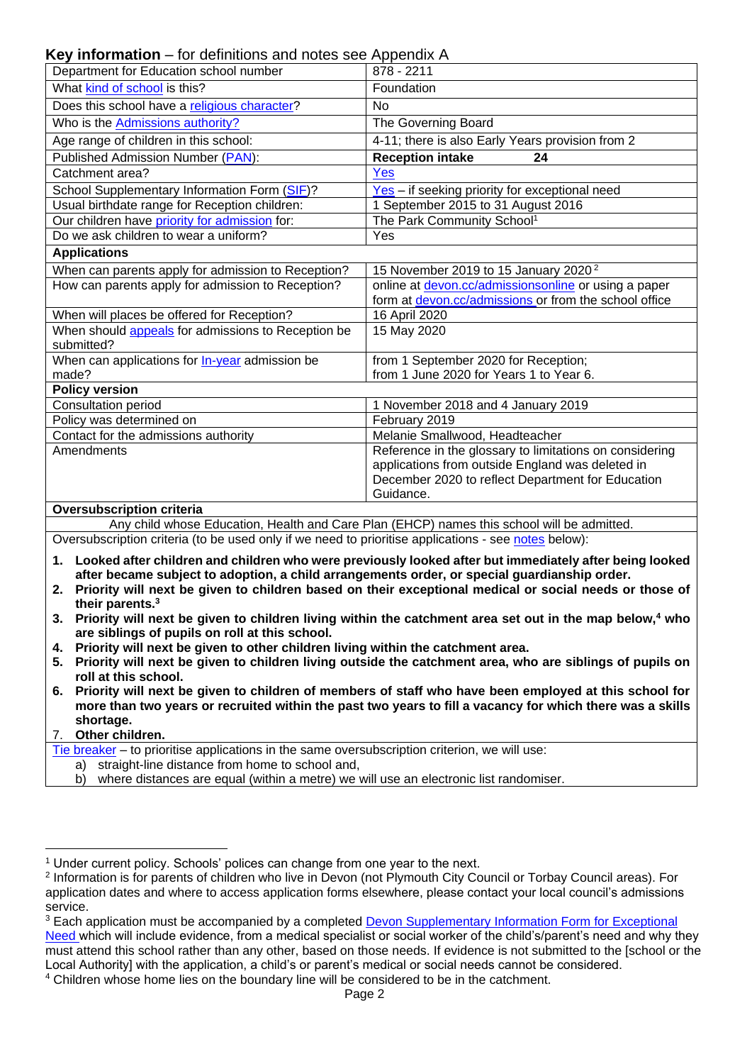**Key information** – for definitions and notes see Appendix A

| | |
|---|---|
| Department for Education school number | 878 - 2211 |
| What kind of school is this? | Foundation |
| Does this school have a religious character? | No |
| Who is the Admissions authority? | The Governing Board |
| Age range of children in this school: | 4-11; there is also Early Years provision from 2 |
| Published Admission Number (PAN): | **Reception intake 24** |
| Catchment area? | Yes |
| School Supplementary Information Form (SIF)? | Yes – if seeking priority for exceptional need |
| Usual birthdate range for Reception children: | 1 September 2015 to 31 August 2016 |
| Our children have priority for admission for: | The Park Community School[1] |
| Do we ask children to wear a uniform? | Yes |
| **Applications** | |
| When can parents apply for admission to Reception? | 15 November 2019 to 15 January 2020[2] |
| How can parents apply for admission to Reception? | online at devon.cc/admissionsonline or using a paper form at devon.cc/admissions or from the school office |
| When will places be offered for Reception? | 16 April 2020 |
| When should appeals for admissions to Reception be submitted? | 15 May 2020 |
| When can applications for In-year admission be made? | from 1 September 2020 for Reception; from 1 June 2020 for Years 1 to Year 6. |
| **Policy version** | |
| Consultation period | 1 November 2018 and 4 January 2019 |
| Policy was determined on | February 2019 |
| Contact for the admissions authority | Melanie Smallwood, Headteacher |
| Amendments | Reference in the glossary to limitations on considering applications from outside England was deleted in December 2020 to reflect Department for Education Guidance. |

**Oversubscription criteria**

Any child whose Education, Health and Care Plan (EHCP) names this school will be admitted.

Oversubscription criteria (to be used only if we need to prioritise applications - see notes below):

1. **Looked after children and children who were previously looked after but immediately after being looked after became subject to adoption, a child arrangements order, or special guardianship order.**
2. **Priority will next be given to children based on their exceptional medical or social needs or those of their parents.[3]**
3. **Priority will next be given to children living within the catchment area set out in the map below,[4] who are siblings of pupils on roll at this school.**
4. **Priority will next be given to other children living within the catchment area.**
5. **Priority will next be given to children living outside the catchment area, who are siblings of pupils on roll at this school.**
6. **Priority will next be given to children of members of staff who have been employed at this school for more than two years or recruited within the past two years to fill a vacancy for which there was a skills shortage.**
7. **Other children.**

Tie breaker – to prioritise applications in the same oversubscription criterion, we will use:

a) straight-line distance from home to school and,
b) where distances are equal (within a metre) we will use an electronic list randomiser.

---

[1] Under current policy. Schools' polices can change from one year to the next.

[2] Information is for parents of children who live in Devon (not Plymouth City Council or Torbay Council areas). For application dates and where to access application forms elsewhere, please contact your local council's admissions service.

[3] Each application must be accompanied by a completed Devon Supplementary Information Form for Exceptional Need which will include evidence, from a medical specialist or social worker of the child's/parent's need and why they must attend this school rather than any other, based on those needs. If evidence is not submitted to the [school or the Local Authority] with the application, a child's or parent's medical or social needs cannot be considered.

[4] Children whose home lies on the boundary line will be considered to be in the catchment.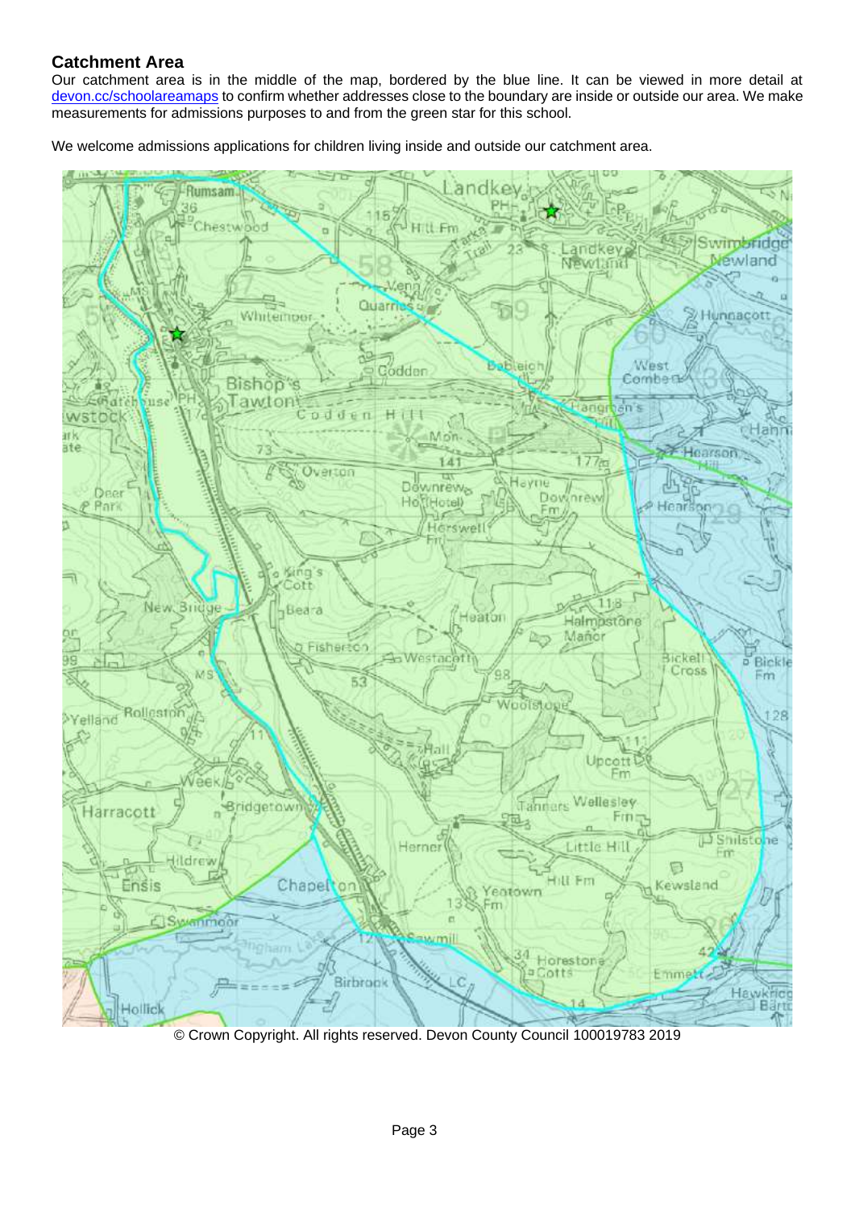## Catchment Area

Our catchment area is in the middle of the map, bordered by the blue line. It can be viewed in more detail at devon.cc/schoolareamaps to confirm whether addresses close to the boundary are inside or outside our area. We make measurements for admissions purposes to and from the green star for this school.

We welcome admissions applications for children living inside and outside our catchment area.

© Crown Copyright. All rights reserved. Devon County Council 100019783 2019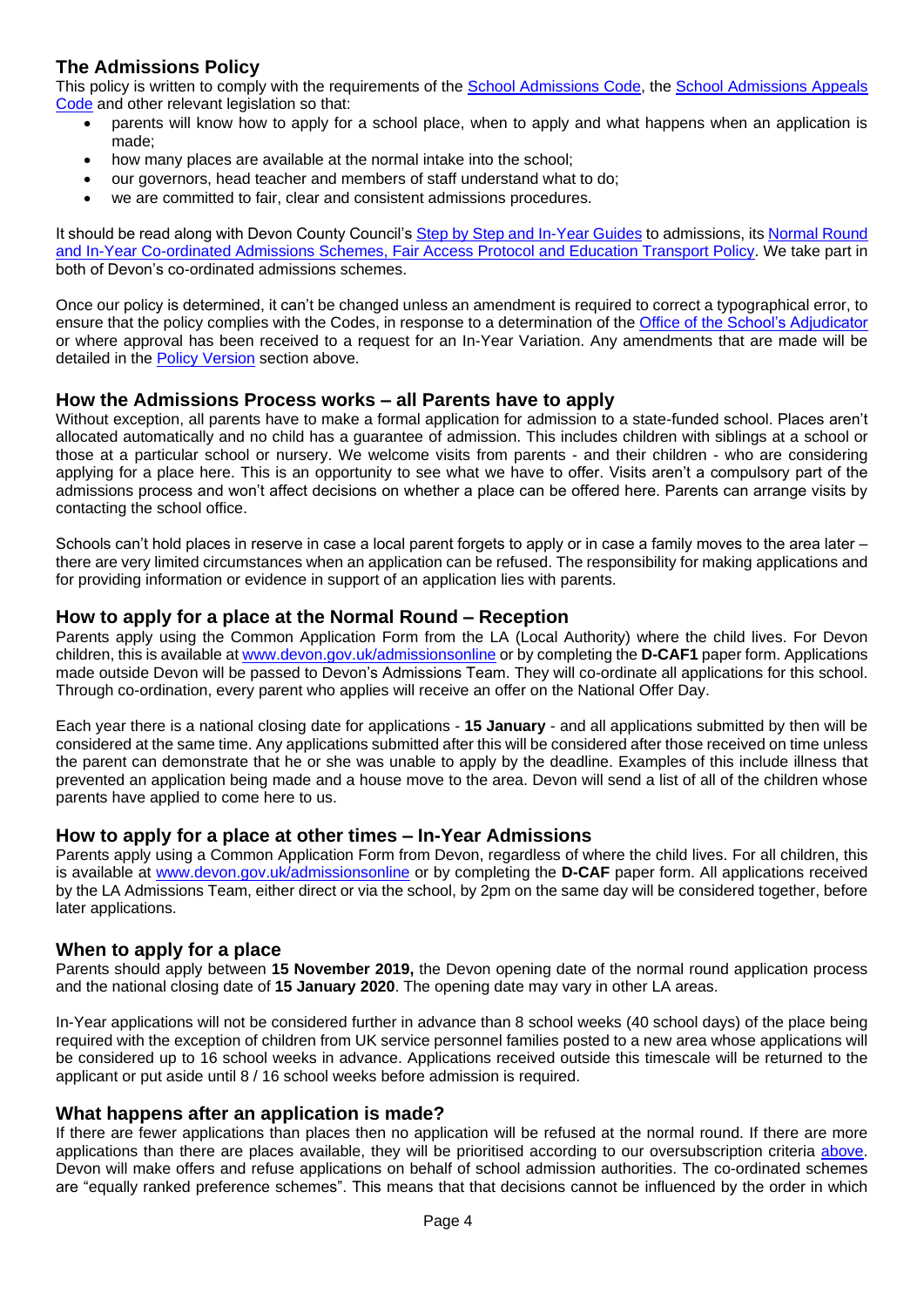## The Admissions Policy

This policy is written to comply with the requirements of the School Admissions Code, the School Admissions Appeals Code and other relevant legislation so that:

- parents will know how to apply for a school place, when to apply and what happens when an application is made;
- how many places are available at the normal intake into the school;
- our governors, head teacher and members of staff understand what to do;
- we are committed to fair, clear and consistent admissions procedures.

It should be read along with Devon County Council's Step by Step and In-Year Guides to admissions, its Normal Round and In-Year Co-ordinated Admissions Schemes, Fair Access Protocol and Education Transport Policy. We take part in both of Devon's co-ordinated admissions schemes.

Once our policy is determined, it can't be changed unless an amendment is required to correct a typographical error, to ensure that the policy complies with the Codes, in response to a determination of the Office of the School's Adjudicator or where approval has been received to a request for an In-Year Variation. Any amendments that are made will be detailed in the Policy Version section above.

## How the Admissions Process works – all Parents have to apply

Without exception, all parents have to make a formal application for admission to a state-funded school. Places aren't allocated automatically and no child has a guarantee of admission. This includes children with siblings at a school or those at a particular school or nursery. We welcome visits from parents - and their children - who are considering applying for a place here. This is an opportunity to see what we have to offer. Visits aren't a compulsory part of the admissions process and won't affect decisions on whether a place can be offered here. Parents can arrange visits by contacting the school office.

Schools can't hold places in reserve in case a local parent forgets to apply or in case a family moves to the area later – there are very limited circumstances when an application can be refused. The responsibility for making applications and for providing information or evidence in support of an application lies with parents.

## How to apply for a place at the Normal Round – Reception

Parents apply using the Common Application Form from the LA (Local Authority) where the child lives. For Devon children, this is available at www.devon.gov.uk/admissionsonline or by completing the **D-CAF1** paper form. Applications made outside Devon will be passed to Devon's Admissions Team. They will co-ordinate all applications for this school. Through co-ordination, every parent who applies will receive an offer on the National Offer Day.

Each year there is a national closing date for applications - **15 January** - and all applications submitted by then will be considered at the same time. Any applications submitted after this will be considered after those received on time unless the parent can demonstrate that he or she was unable to apply by the deadline. Examples of this include illness that prevented an application being made and a house move to the area. Devon will send a list of all of the children whose parents have applied to come here to us.

## How to apply for a place at other times – In-Year Admissions

Parents apply using a Common Application Form from Devon, regardless of where the child lives. For all children, this is available at www.devon.gov.uk/admissionsonline or by completing the **D-CAF** paper form. All applications received by the LA Admissions Team, either direct or via the school, by 2pm on the same day will be considered together, before later applications.

## When to apply for a place

Parents should apply between **15 November 2019,** the Devon opening date of the normal round application process and the national closing date of **15 January 2020**. The opening date may vary in other LA areas.

In-Year applications will not be considered further in advance than 8 school weeks (40 school days) of the place being required with the exception of children from UK service personnel families posted to a new area whose applications will be considered up to 16 school weeks in advance. Applications received outside this timescale will be returned to the applicant or put aside until 8 / 16 school weeks before admission is required.

## What happens after an application is made?

If there are fewer applications than places then no application will be refused at the normal round. If there are more applications than there are places available, they will be prioritised according to our oversubscription criteria above. Devon will make offers and refuse applications on behalf of school admission authorities. The co-ordinated schemes are "equally ranked preference schemes". This means that that decisions cannot be influenced by the order in which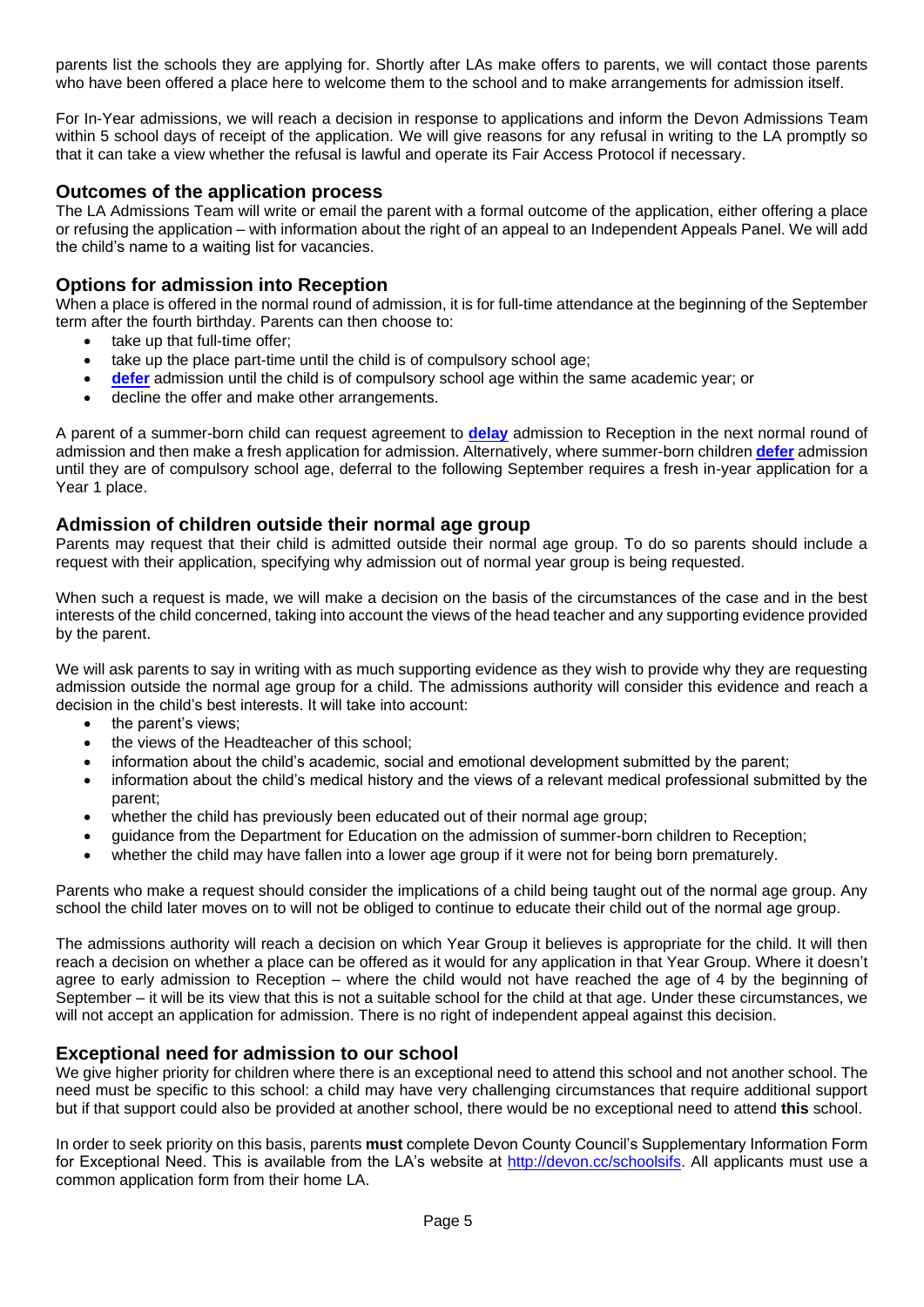parents list the schools they are applying for. Shortly after LAs make offers to parents, we will contact those parents who have been offered a place here to welcome them to the school and to make arrangements for admission itself.

For In-Year admissions, we will reach a decision in response to applications and inform the Devon Admissions Team within 5 school days of receipt of the application. We will give reasons for any refusal in writing to the LA promptly so that it can take a view whether the refusal is lawful and operate its Fair Access Protocol if necessary.

## Outcomes of the application process

The LA Admissions Team will write or email the parent with a formal outcome of the application, either offering a place or refusing the application – with information about the right of an appeal to an Independent Appeals Panel. We will add the child's name to a waiting list for vacancies.

## Options for admission into Reception

When a place is offered in the normal round of admission, it is for full-time attendance at the beginning of the September term after the fourth birthday. Parents can then choose to:

- take up that full-time offer;
- take up the place part-time until the child is of compulsory school age;
- **defer** admission until the child is of compulsory school age within the same academic year; or
- decline the offer and make other arrangements.

A parent of a summer-born child can request agreement to **delay** admission to Reception in the next normal round of admission and then make a fresh application for admission. Alternatively, where summer-born children **defer** admission until they are of compulsory school age, deferral to the following September requires a fresh in-year application for a Year 1 place.

## Admission of children outside their normal age group

Parents may request that their child is admitted outside their normal age group. To do so parents should include a request with their application, specifying why admission out of normal year group is being requested.

When such a request is made, we will make a decision on the basis of the circumstances of the case and in the best interests of the child concerned, taking into account the views of the head teacher and any supporting evidence provided by the parent.

We will ask parents to say in writing with as much supporting evidence as they wish to provide why they are requesting admission outside the normal age group for a child. The admissions authority will consider this evidence and reach a decision in the child's best interests. It will take into account:

- the parent's views;
- the views of the Headteacher of this school;
- information about the child's academic, social and emotional development submitted by the parent;
- information about the child's medical history and the views of a relevant medical professional submitted by the parent;
- whether the child has previously been educated out of their normal age group;
- guidance from the Department for Education on the admission of summer-born children to Reception;
- whether the child may have fallen into a lower age group if it were not for being born prematurely.

Parents who make a request should consider the implications of a child being taught out of the normal age group. Any school the child later moves on to will not be obliged to continue to educate their child out of the normal age group.

The admissions authority will reach a decision on which Year Group it believes is appropriate for the child. It will then reach a decision on whether a place can be offered as it would for any application in that Year Group. Where it doesn't agree to early admission to Reception – where the child would not have reached the age of 4 by the beginning of September – it will be its view that this is not a suitable school for the child at that age. Under these circumstances, we will not accept an application for admission. There is no right of independent appeal against this decision.

## Exceptional need for admission to our school

We give higher priority for children where there is an exceptional need to attend this school and not another school. The need must be specific to this school: a child may have very challenging circumstances that require additional support but if that support could also be provided at another school, there would be no exceptional need to attend **this** school.

In order to seek priority on this basis, parents **must** complete Devon County Council's Supplementary Information Form for Exceptional Need. This is available from the LA's website at http://devon.cc/schoolsifs. All applicants must use a common application form from their home LA.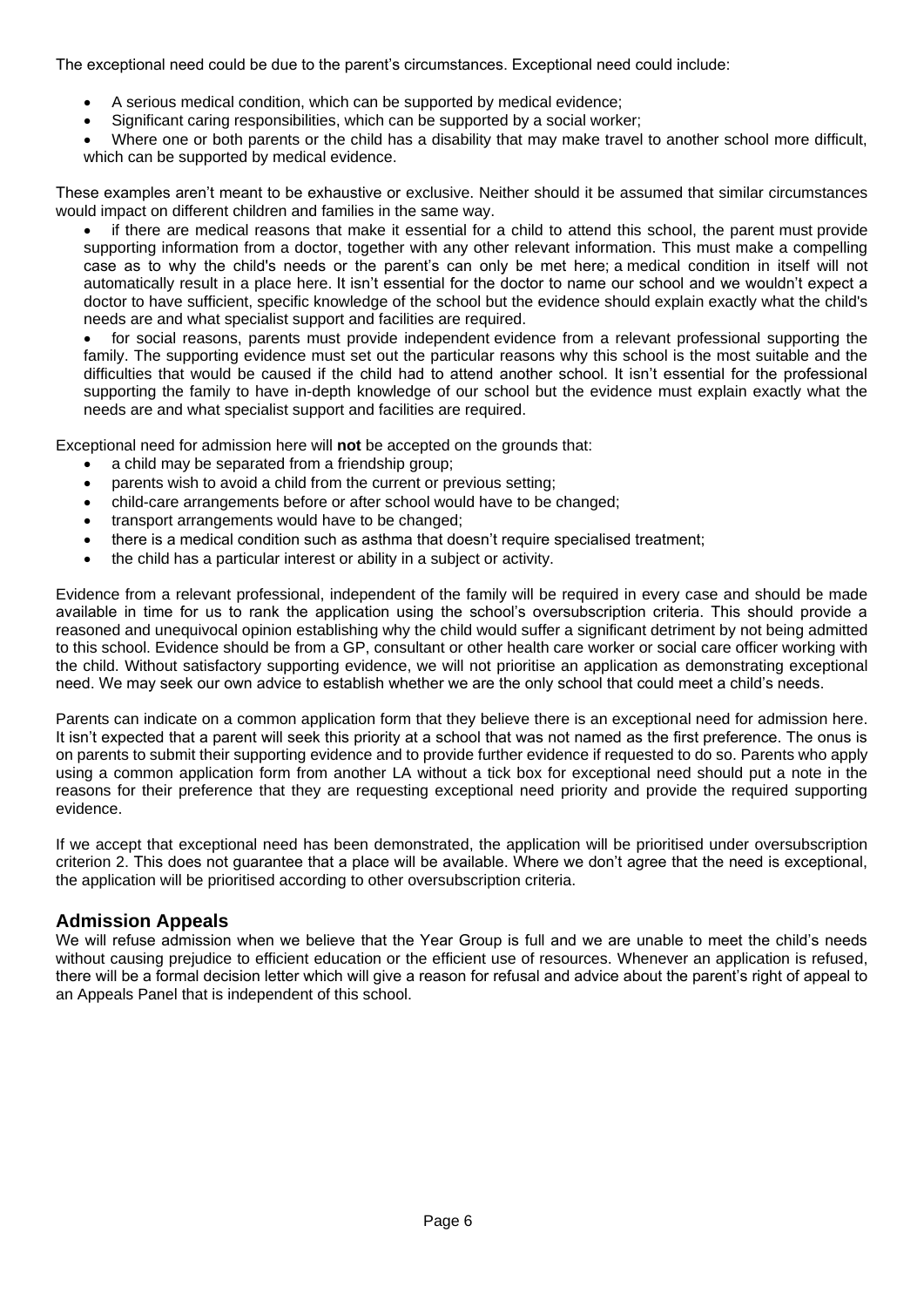The exceptional need could be due to the parent's circumstances. Exceptional need could include:

- A serious medical condition, which can be supported by medical evidence;
- Significant caring responsibilities, which can be supported by a social worker;
- Where one or both parents or the child has a disability that may make travel to another school more difficult, which can be supported by medical evidence.

These examples aren't meant to be exhaustive or exclusive. Neither should it be assumed that similar circumstances would impact on different children and families in the same way.

- if there are medical reasons that make it essential for a child to attend this school, the parent must provide supporting information from a doctor, together with any other relevant information. This must make a compelling case as to why the child's needs or the parent's can only be met here; a medical condition in itself will not automatically result in a place here. It isn't essential for the doctor to name our school and we wouldn't expect a doctor to have sufficient, specific knowledge of the school but the evidence should explain exactly what the child's needs are and what specialist support and facilities are required.
- for social reasons, parents must provide independent evidence from a relevant professional supporting the family. The supporting evidence must set out the particular reasons why this school is the most suitable and the difficulties that would be caused if the child had to attend another school. It isn't essential for the professional supporting the family to have in-depth knowledge of our school but the evidence must explain exactly what the needs are and what specialist support and facilities are required.

Exceptional need for admission here will **not** be accepted on the grounds that:

- a child may be separated from a friendship group;
- parents wish to avoid a child from the current or previous setting;
- child-care arrangements before or after school would have to be changed;
- transport arrangements would have to be changed;
- there is a medical condition such as asthma that doesn't require specialised treatment;
- the child has a particular interest or ability in a subject or activity.

Evidence from a relevant professional, independent of the family will be required in every case and should be made available in time for us to rank the application using the school's oversubscription criteria. This should provide a reasoned and unequivocal opinion establishing why the child would suffer a significant detriment by not being admitted to this school. Evidence should be from a GP, consultant or other health care worker or social care officer working with the child. Without satisfactory supporting evidence, we will not prioritise an application as demonstrating exceptional need. We may seek our own advice to establish whether we are the only school that could meet a child's needs.

Parents can indicate on a common application form that they believe there is an exceptional need for admission here. It isn't expected that a parent will seek this priority at a school that was not named as the first preference. The onus is on parents to submit their supporting evidence and to provide further evidence if requested to do so. Parents who apply using a common application form from another LA without a tick box for exceptional need should put a note in the reasons for their preference that they are requesting exceptional need priority and provide the required supporting evidence.

If we accept that exceptional need has been demonstrated, the application will be prioritised under oversubscription criterion 2. This does not guarantee that a place will be available. Where we don't agree that the need is exceptional, the application will be prioritised according to other oversubscription criteria.

## Admission Appeals

We will refuse admission when we believe that the Year Group is full and we are unable to meet the child's needs without causing prejudice to efficient education or the efficient use of resources. Whenever an application is refused, there will be a formal decision letter which will give a reason for refusal and advice about the parent's right of appeal to an Appeals Panel that is independent of this school.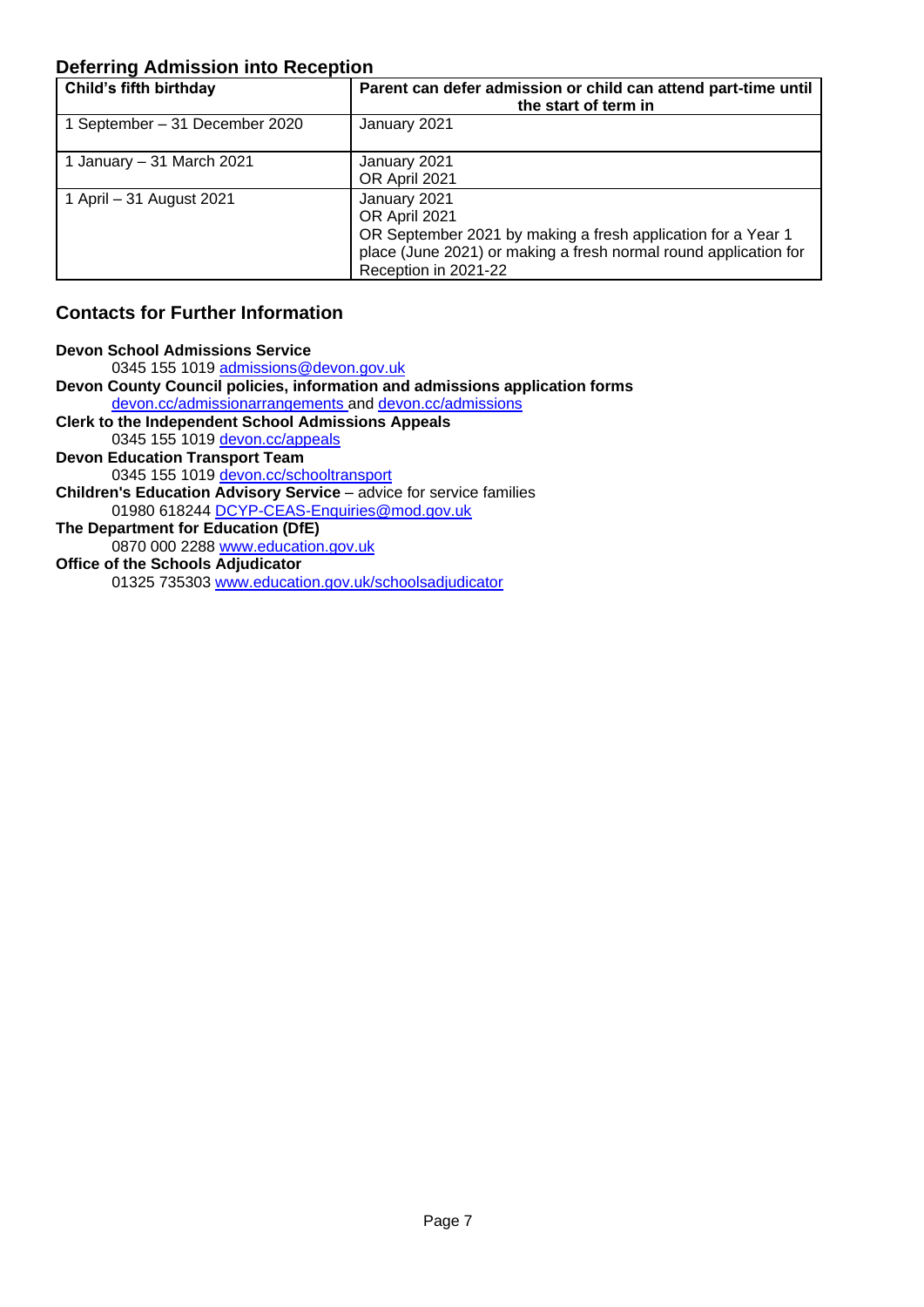## Deferring Admission into Reception

| Child's fifth birthday | Parent can defer admission or child can attend part-time until the start of term in |
| --- | --- |
| 1 September – 31 December 2020 | January 2021 |
| 1 January – 31 March 2021 | January 2021<br>OR April 2021 |
| 1 April – 31 August 2021 | January 2021<br>OR April 2021<br>OR September 2021 by making a fresh application for a Year 1 place (June 2021) or making a fresh normal round application for Reception in 2021-22 |

## Contacts for Further Information

**Devon School Admissions Service**
0345 155 1019 admissions@devon.gov.uk

**Devon County Council policies, information and admissions application forms**
devon.cc/admissionarrangements and devon.cc/admissions

**Clerk to the Independent School Admissions Appeals**
0345 155 1019 devon.cc/appeals

**Devon Education Transport Team**
0345 155 1019 devon.cc/schooltransport

**Children's Education Advisory Service** – advice for service families
01980 618244 DCYP-CEAS-Enquiries@mod.gov.uk

**The Department for Education (DfE)**
0870 000 2288 www.education.gov.uk

**Office of the Schools Adjudicator**
01325 735303 www.education.gov.uk/schoolsadjudicator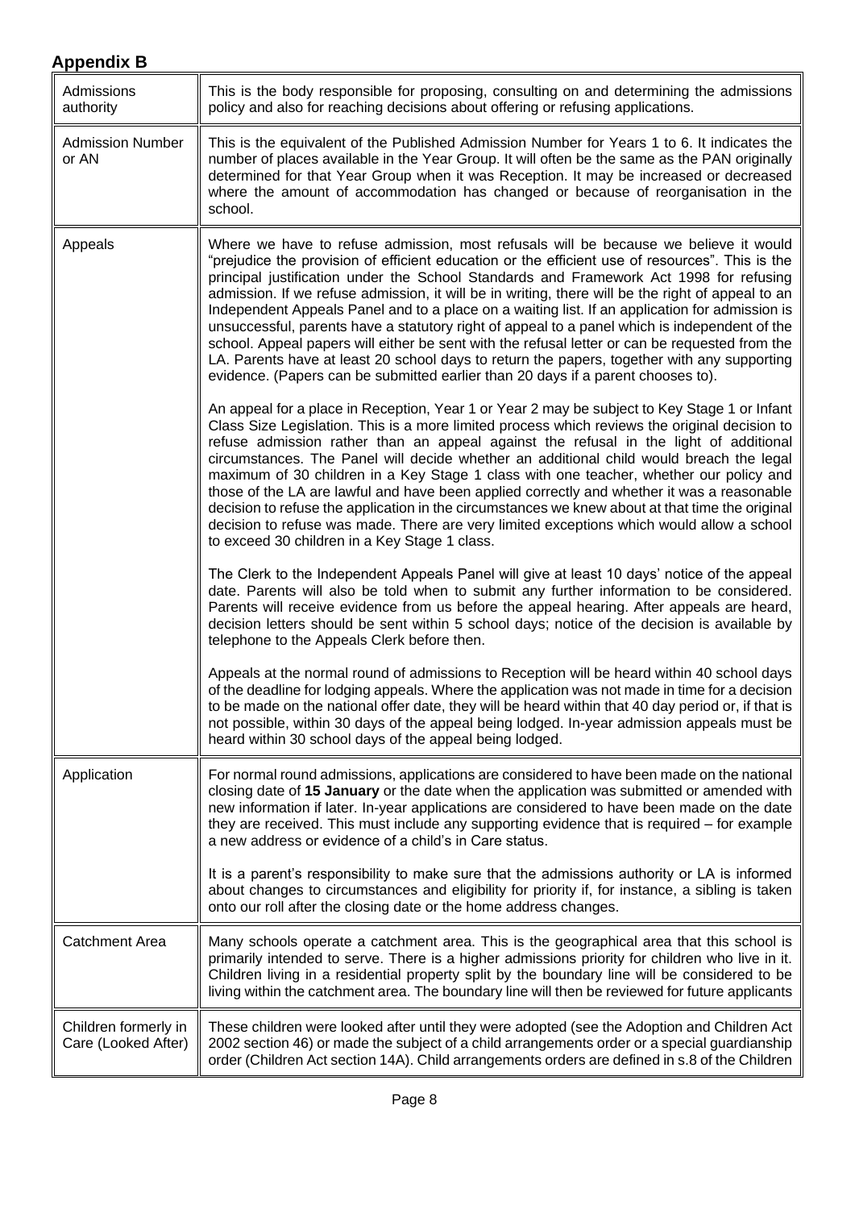## Appendix B

| | |
|---|---|
| Admissions authority | This is the body responsible for proposing, consulting on and determining the admissions policy and also for reaching decisions about offering or refusing applications. |
| Admission Number or AN | This is the equivalent of the Published Admission Number for Years 1 to 6. It indicates the number of places available in the Year Group. It will often be the same as the PAN originally determined for that Year Group when it was Reception. It may be increased or decreased where the amount of accommodation has changed or because of reorganisation in the school. |
| Appeals | Where we have to refuse admission, most refusals will be because we believe it would "prejudice the provision of efficient education or the efficient use of resources". This is the principal justification under the School Standards and Framework Act 1998 for refusing admission. If we refuse admission, it will be in writing, there will be the right of appeal to an Independent Appeals Panel and to a place on a waiting list. If an application for admission is unsuccessful, parents have a statutory right of appeal to a panel which is independent of the school. Appeal papers will either be sent with the refusal letter or can be requested from the LA. Parents have at least 20 school days to return the papers, together with any supporting evidence. (Papers can be submitted earlier than 20 days if a parent chooses to).<br><br>An appeal for a place in Reception, Year 1 or Year 2 may be subject to Key Stage 1 or Infant Class Size Legislation. This is a more limited process which reviews the original decision to refuse admission rather than an appeal against the refusal in the light of additional circumstances. The Panel will decide whether an additional child would breach the legal maximum of 30 children in a Key Stage 1 class with one teacher, whether our policy and those of the LA are lawful and have been applied correctly and whether it was a reasonable decision to refuse the application in the circumstances we knew about at that time the original decision to refuse was made. There are very limited exceptions which would allow a school to exceed 30 children in a Key Stage 1 class.<br><br>The Clerk to the Independent Appeals Panel will give at least 10 days' notice of the appeal date. Parents will also be told when to submit any further information to be considered. Parents will receive evidence from us before the appeal hearing. After appeals are heard, decision letters should be sent within 5 school days; notice of the decision is available by telephone to the Appeals Clerk before then.<br><br>Appeals at the normal round of admissions to Reception will be heard within 40 school days of the deadline for lodging appeals. Where the application was not made in time for a decision to be made on the national offer date, they will be heard within that 40 day period or, if that is not possible, within 30 days of the appeal being lodged. In-year admission appeals must be heard within 30 school days of the appeal being lodged. |
| Application | For normal round admissions, applications are considered to have been made on the national closing date of **15 January** or the date when the application was submitted or amended with new information if later. In-year applications are considered to have been made on the date they are received. This must include any supporting evidence that is required – for example a new address or evidence of a child's in Care status.<br><br>It is a parent's responsibility to make sure that the admissions authority or LA is informed about changes to circumstances and eligibility for priority if, for instance, a sibling is taken onto our roll after the closing date or the home address changes. |
| Catchment Area | Many schools operate a catchment area. This is the geographical area that this school is primarily intended to serve. There is a higher admissions priority for children who live in it. Children living in a residential property split by the boundary line will be considered to be living within the catchment area. The boundary line will then be reviewed for future applicants |
| Children formerly in Care (Looked After) | These children were looked after until they were adopted (see the Adoption and Children Act 2002 section 46) or made the subject of a child arrangements order or a special guardianship order (Children Act section 14A). Child arrangements orders are defined in s.8 of the Children |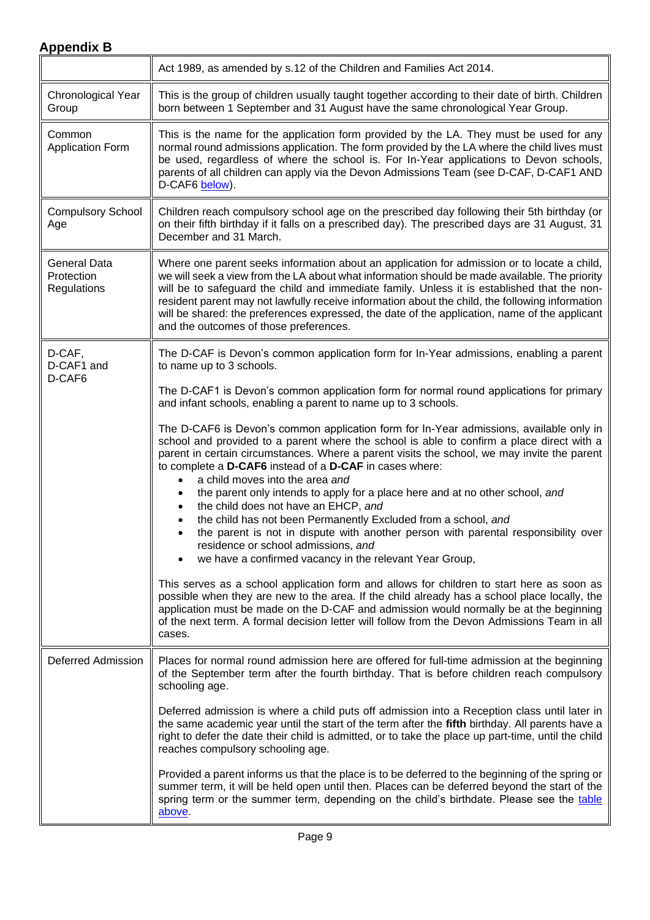## Appendix B

| | |
|---|---|
| | Act 1989, as amended by s.12 of the Children and Families Act 2014. |
| Chronological Year Group | This is the group of children usually taught together according to their date of birth. Children born between 1 September and 31 August have the same chronological Year Group. |
| Common Application Form | This is the name for the application form provided by the LA. They must be used for any normal round admissions application. The form provided by the LA where the child lives must be used, regardless of where the school is. For In-Year applications to Devon schools, parents of all children can apply via the Devon Admissions Team (see D-CAF, D-CAF1 AND D-CAF6 below). |
| Compulsory School Age | Children reach compulsory school age on the prescribed day following their 5th birthday (or on their fifth birthday if it falls on a prescribed day). The prescribed days are 31 August, 31 December and 31 March. |
| General Data Protection Regulations | Where one parent seeks information about an application for admission or to locate a child, we will seek a view from the LA about what information should be made available. The priority will be to safeguard the child and immediate family. Unless it is established that the non-resident parent may not lawfully receive information about the child, the following information will be shared: the preferences expressed, the date of the application, name of the applicant and the outcomes of those preferences. |
| D-CAF, D-CAF1 and D-CAF6 | The D-CAF is Devon's common application form for In-Year admissions, enabling a parent to name up to 3 schools.<br><br>The D-CAF1 is Devon's common application form for normal round applications for primary and infant schools, enabling a parent to name up to 3 schools.<br><br>The D-CAF6 is Devon's common application form for In-Year admissions, available only in school and provided to a parent where the school is able to confirm a place direct with a parent in certain circumstances. Where a parent visits the school, we may invite the parent to complete a **D-CAF6** instead of a **D-CAF** in cases where:<br>• a child moves into the area *and*<br>• the parent only intends to apply for a place here and at no other school, *and*<br>• the child does not have an EHCP, *and*<br>• the child has not been Permanently Excluded from a school, *and*<br>• the parent is not in dispute with another person with parental responsibility over residence or school admissions, *and*<br>• we have a confirmed vacancy in the relevant Year Group,<br><br>This serves as a school application form and allows for children to start here as soon as possible when they are new to the area. If the child already has a school place locally, the application must be made on the D-CAF and admission would normally be at the beginning of the next term. A formal decision letter will follow from the Devon Admissions Team in all cases. |
| Deferred Admission | Places for normal round admission here are offered for full-time admission at the beginning of the September term after the fourth birthday. That is before children reach compulsory schooling age.<br><br>Deferred admission is where a child puts off admission into a Reception class until later in the same academic year until the start of the term after the **fifth** birthday. All parents have a right to defer the date their child is admitted, or to take the place up part-time, until the child reaches compulsory schooling age.<br><br>Provided a parent informs us that the place is to be deferred to the beginning of the spring or summer term, it will be held open until then. Places can be deferred beyond the start of the spring term or the summer term, depending on the child's birthdate. Please see the table above. |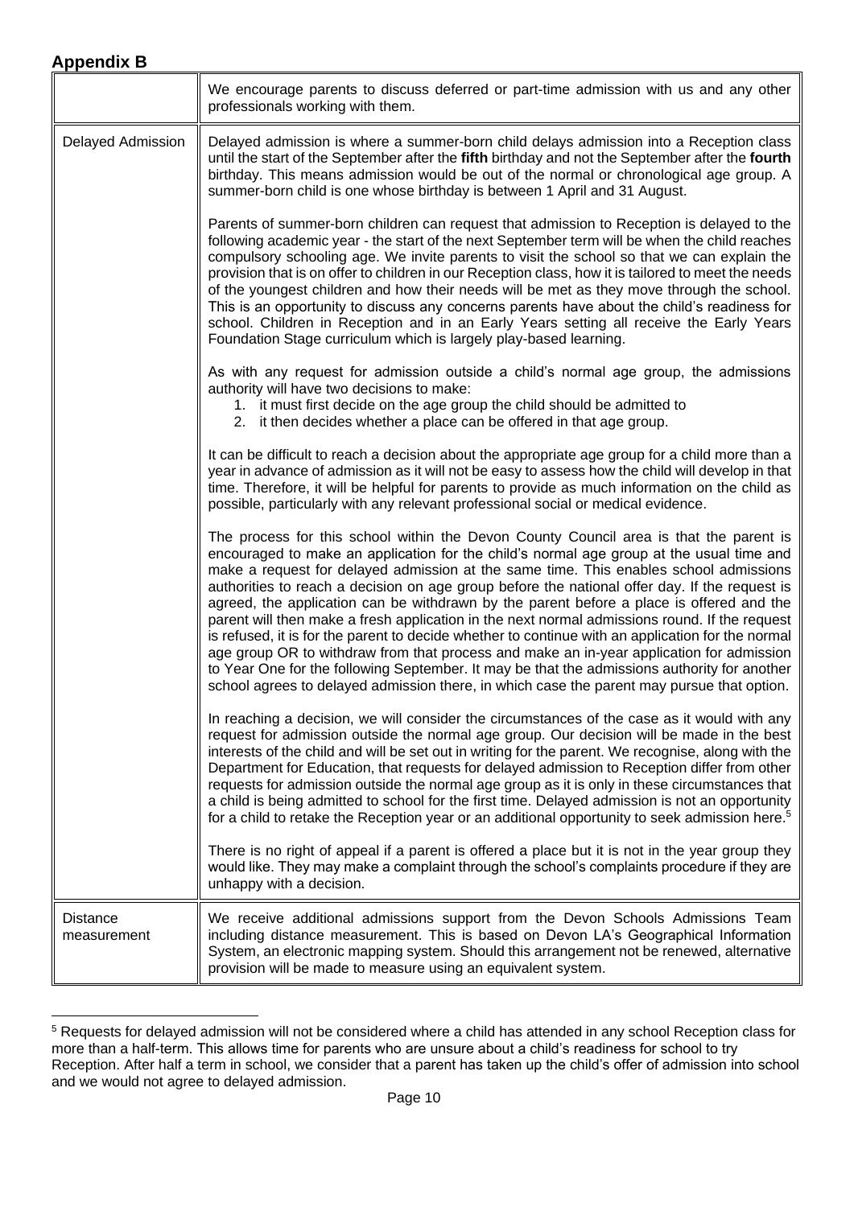## Appendix B

| | |
|---|---|
| | We encourage parents to discuss deferred or part-time admission with us and any other professionals working with them. |
| Delayed Admission | Delayed admission is where a summer-born child delays admission into a Reception class until the start of the September after the **fifth** birthday and not the September after the **fourth** birthday. This means admission would be out of the normal or chronological age group. A summer-born child is one whose birthday is between 1 April and 31 August.<br><br>Parents of summer-born children can request that admission to Reception is delayed to the following academic year - the start of the next September term will be when the child reaches compulsory schooling age. We invite parents to visit the school so that we can explain the provision that is on offer to children in our Reception class, how it is tailored to meet the needs of the youngest children and how their needs will be met as they move through the school. This is an opportunity to discuss any concerns parents have about the child's readiness for school. Children in Reception and in an Early Years setting all receive the Early Years Foundation Stage curriculum which is largely play-based learning.<br><br>As with any request for admission outside a child's normal age group, the admissions authority will have two decisions to make:<br>1. it must first decide on the age group the child should be admitted to<br>2. it then decides whether a place can be offered in that age group.<br><br>It can be difficult to reach a decision about the appropriate age group for a child more than a year in advance of admission as it will not be easy to assess how the child will develop in that time. Therefore, it will be helpful for parents to provide as much information on the child as possible, particularly with any relevant professional social or medical evidence.<br><br>The process for this school within the Devon County Council area is that the parent is encouraged to make an application for the child's normal age group at the usual time and make a request for delayed admission at the same time. This enables school admissions authorities to reach a decision on age group before the national offer day. If the request is agreed, the application can be withdrawn by the parent before a place is offered and the parent will then make a fresh application in the next normal admissions round. If the request is refused, it is for the parent to decide whether to continue with an application for the normal age group OR to withdraw from that process and make an in-year application for admission to Year One for the following September. It may be that the admissions authority for another school agrees to delayed admission there, in which case the parent may pursue that option.<br><br>In reaching a decision, we will consider the circumstances of the case as it would with any request for admission outside the normal age group. Our decision will be made in the best interests of the child and will be set out in writing for the parent. We recognise, along with the Department for Education, that requests for delayed admission to Reception differ from other requests for admission outside the normal age group as it is only in these circumstances that a child is being admitted to school for the first time. Delayed admission is not an opportunity for a child to retake the Reception year or an additional opportunity to seek admission here.[5]<br><br>There is no right of appeal if a parent is offered a place but it is not in the year group they would like. They may make a complaint through the school's complaints procedure if they are unhappy with a decision. |
| Distance measurement | We receive additional admissions support from the Devon Schools Admissions Team including distance measurement. This is based on Devon LA's Geographical Information System, an electronic mapping system. Should this arrangement not be renewed, alternative provision will be made to measure using an equivalent system. |

[5] Requests for delayed admission will not be considered where a child has attended in any school Reception class for more than a half-term. This allows time for parents who are unsure about a child's readiness for school to try Reception. After half a term in school, we consider that a parent has taken up the child's offer of admission into school and we would not agree to delayed admission.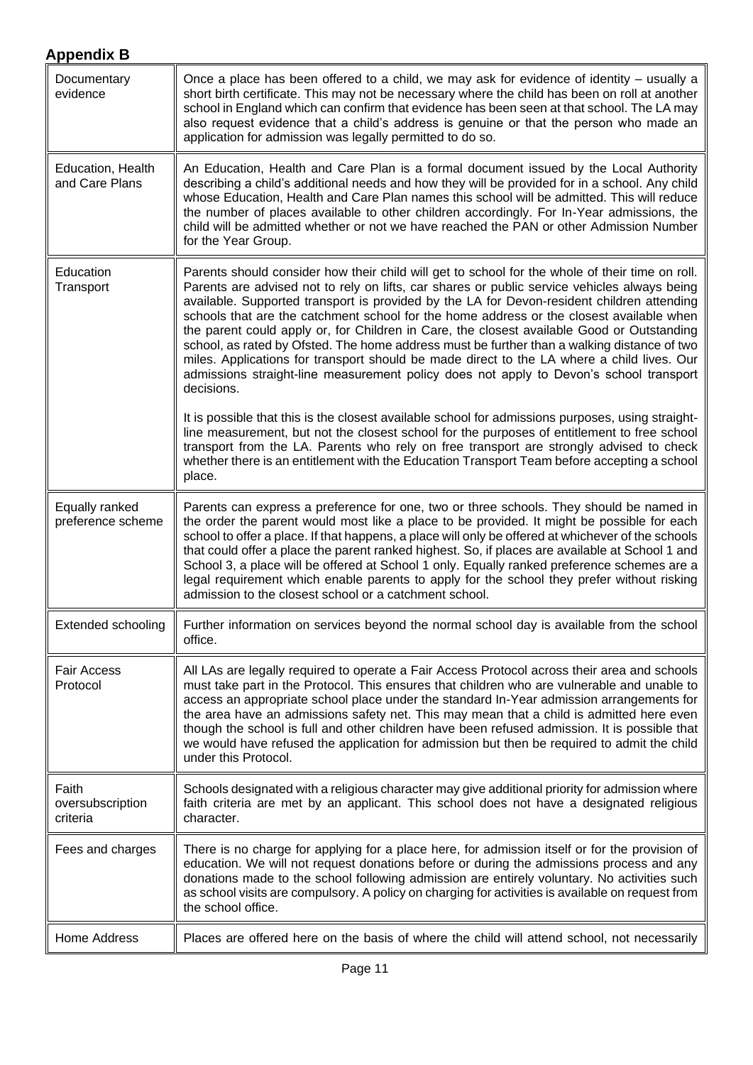## Appendix B

| | |
|---|---|
| Documentary evidence | Once a place has been offered to a child, we may ask for evidence of identity – usually a short birth certificate. This may not be necessary where the child has been on roll at another school in England which can confirm that evidence has been seen at that school. The LA may also request evidence that a child's address is genuine or that the person who made an application for admission was legally permitted to do so. |
| Education, Health and Care Plans | An Education, Health and Care Plan is a formal document issued by the Local Authority describing a child's additional needs and how they will be provided for in a school. Any child whose Education, Health and Care Plan names this school will be admitted. This will reduce the number of places available to other children accordingly. For In-Year admissions, the child will be admitted whether or not we have reached the PAN or other Admission Number for the Year Group. |
| Education Transport | Parents should consider how their child will get to school for the whole of their time on roll. Parents are advised not to rely on lifts, car shares or public service vehicles always being available. Supported transport is provided by the LA for Devon-resident children attending schools that are the catchment school for the home address or the closest available when the parent could apply or, for Children in Care, the closest available Good or Outstanding school, as rated by Ofsted. The home address must be further than a walking distance of two miles. Applications for transport should be made direct to the LA where a child lives. Our admissions straight-line measurement policy does not apply to Devon's school transport decisions.<br><br>It is possible that this is the closest available school for admissions purposes, using straight-line measurement, but not the closest school for the purposes of entitlement to free school transport from the LA. Parents who rely on free transport are strongly advised to check whether there is an entitlement with the Education Transport Team before accepting a school place. |
| Equally ranked preference scheme | Parents can express a preference for one, two or three schools. They should be named in the order the parent would most like a place to be provided. It might be possible for each school to offer a place. If that happens, a place will only be offered at whichever of the schools that could offer a place the parent ranked highest. So, if places are available at School 1 and School 3, a place will be offered at School 1 only. Equally ranked preference schemes are a legal requirement which enable parents to apply for the school they prefer without risking admission to the closest school or a catchment school. |
| Extended schooling | Further information on services beyond the normal school day is available from the school office. |
| Fair Access Protocol | All LAs are legally required to operate a Fair Access Protocol across their area and schools must take part in the Protocol. This ensures that children who are vulnerable and unable to access an appropriate school place under the standard In-Year admission arrangements for the area have an admissions safety net. This may mean that a child is admitted here even though the school is full and other children have been refused admission. It is possible that we would have refused the application for admission but then be required to admit the child under this Protocol. |
| Faith oversubscription criteria | Schools designated with a religious character may give additional priority for admission where faith criteria are met by an applicant. This school does not have a designated religious character. |
| Fees and charges | There is no charge for applying for a place here, for admission itself or for the provision of education. We will not request donations before or during the admissions process and any donations made to the school following admission are entirely voluntary. No activities such as school visits are compulsory. A policy on charging for activities is available on request from the school office. |
| Home Address | Places are offered here on the basis of where the child will attend school, not necessarily |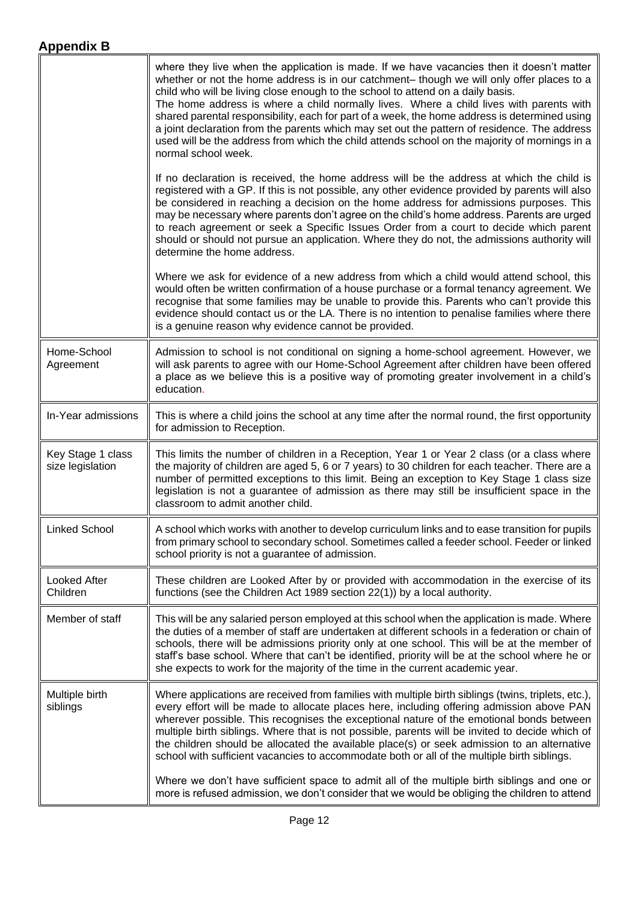## Appendix B

| | |
|---|---|
| | where they live when the application is made. If we have vacancies then it doesn't matter whether or not the home address is in our catchment– though we will only offer places to a child who will be living close enough to the school to attend on a daily basis.<br>The home address is where a child normally lives. Where a child lives with parents with shared parental responsibility, each for part of a week, the home address is determined using a joint declaration from the parents which may set out the pattern of residence. The address used will be the address from which the child attends school on the majority of mornings in a normal school week.<br><br>If no declaration is received, the home address will be the address at which the child is registered with a GP. If this is not possible, any other evidence provided by parents will also be considered in reaching a decision on the home address for admissions purposes. This may be necessary where parents don't agree on the child's home address. Parents are urged to reach agreement or seek a Specific Issues Order from a court to decide which parent should or should not pursue an application. Where they do not, the admissions authority will determine the home address.<br><br>Where we ask for evidence of a new address from which a child would attend school, this would often be written confirmation of a house purchase or a formal tenancy agreement. We recognise that some families may be unable to provide this. Parents who can't provide this evidence should contact us or the LA. There is no intention to penalise families where there is a genuine reason why evidence cannot be provided. |
| Home-School Agreement | Admission to school is not conditional on signing a home-school agreement. However, we will ask parents to agree with our Home-School Agreement after children have been offered a place as we believe this is a positive way of promoting greater involvement in a child's education. |
| In-Year admissions | This is where a child joins the school at any time after the normal round, the first opportunity for admission to Reception. |
| Key Stage 1 class size legislation | This limits the number of children in a Reception, Year 1 or Year 2 class (or a class where the majority of children are aged 5, 6 or 7 years) to 30 children for each teacher. There are a number of permitted exceptions to this limit. Being an exception to Key Stage 1 class size legislation is not a guarantee of admission as there may still be insufficient space in the classroom to admit another child. |
| Linked School | A school which works with another to develop curriculum links and to ease transition for pupils from primary school to secondary school. Sometimes called a feeder school. Feeder or linked school priority is not a guarantee of admission. |
| Looked After Children | These children are Looked After by or provided with accommodation in the exercise of its functions (see the Children Act 1989 section 22(1)) by a local authority. |
| Member of staff | This will be any salaried person employed at this school when the application is made. Where the duties of a member of staff are undertaken at different schools in a federation or chain of schools, there will be admissions priority only at one school. This will be at the member of staff's base school. Where that can't be identified, priority will be at the school where he or she expects to work for the majority of the time in the current academic year. |
| Multiple birth siblings | Where applications are received from families with multiple birth siblings (twins, triplets, etc.), every effort will be made to allocate places here, including offering admission above PAN wherever possible. This recognises the exceptional nature of the emotional bonds between multiple birth siblings. Where that is not possible, parents will be invited to decide which of the children should be allocated the available place(s) or seek admission to an alternative school with sufficient vacancies to accommodate both or all of the multiple birth siblings.<br><br>Where we don't have sufficient space to admit all of the multiple birth siblings and one or more is refused admission, we don't consider that we would be obliging the children to attend |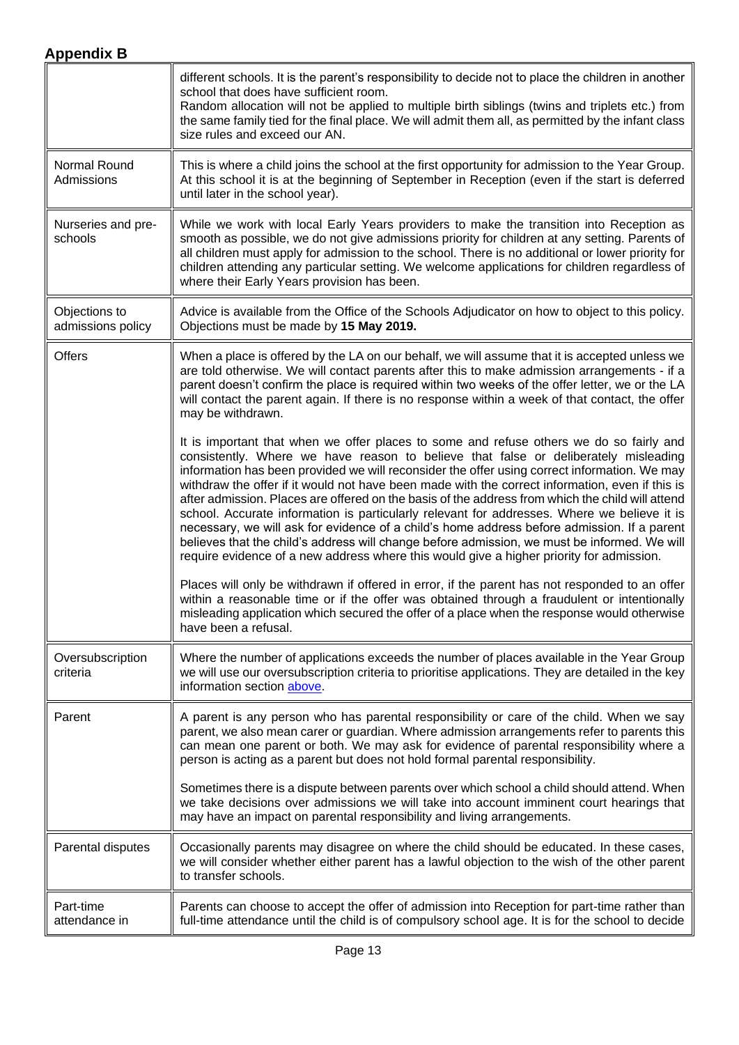## Appendix B

| | |
|---|---|
| | different schools. It is the parent's responsibility to decide not to place the children in another school that does have sufficient room.<br>Random allocation will not be applied to multiple birth siblings (twins and triplets etc.) from the same family tied for the final place. We will admit them all, as permitted by the infant class size rules and exceed our AN. |
| Normal Round Admissions | This is where a child joins the school at the first opportunity for admission to the Year Group. At this school it is at the beginning of September in Reception (even if the start is deferred until later in the school year). |
| Nurseries and pre-schools | While we work with local Early Years providers to make the transition into Reception as smooth as possible, we do not give admissions priority for children at any setting. Parents of all children must apply for admission to the school. There is no additional or lower priority for children attending any particular setting. We welcome applications for children regardless of where their Early Years provision has been. |
| Objections to admissions policy | Advice is available from the Office of the Schools Adjudicator on how to object to this policy. Objections must be made by **15 May 2019.** |
| Offers | When a place is offered by the LA on our behalf, we will assume that it is accepted unless we are told otherwise. We will contact parents after this to make admission arrangements - if a parent doesn't confirm the place is required within two weeks of the offer letter, we or the LA will contact the parent again. If there is no response within a week of that contact, the offer may be withdrawn.<br><br>It is important that when we offer places to some and refuse others we do so fairly and consistently. Where we have reason to believe that false or deliberately misleading information has been provided we will reconsider the offer using correct information. We may withdraw the offer if it would not have been made with the correct information, even if this is after admission. Places are offered on the basis of the address from which the child will attend school. Accurate information is particularly relevant for addresses. Where we believe it is necessary, we will ask for evidence of a child's home address before admission. If a parent believes that the child's address will change before admission, we must be informed. We will require evidence of a new address where this would give a higher priority for admission.<br><br>Places will only be withdrawn if offered in error, if the parent has not responded to an offer within a reasonable time or if the offer was obtained through a fraudulent or intentionally misleading application which secured the offer of a place when the response would otherwise have been a refusal. |
| Oversubscription criteria | Where the number of applications exceeds the number of places available in the Year Group we will use our oversubscription criteria to prioritise applications. They are detailed in the key information section above. |
| Parent | A parent is any person who has parental responsibility or care of the child. When we say parent, we also mean carer or guardian. Where admission arrangements refer to parents this can mean one parent or both. We may ask for evidence of parental responsibility where a person is acting as a parent but does not hold formal parental responsibility.<br><br>Sometimes there is a dispute between parents over which school a child should attend. When we take decisions over admissions we will take into account imminent court hearings that may have an impact on parental responsibility and living arrangements. |
| Parental disputes | Occasionally parents may disagree on where the child should be educated. In these cases, we will consider whether either parent has a lawful objection to the wish of the other parent to transfer schools. |
| Part-time attendance in | Parents can choose to accept the offer of admission into Reception for part-time rather than full-time attendance until the child is of compulsory school age. It is for the school to decide |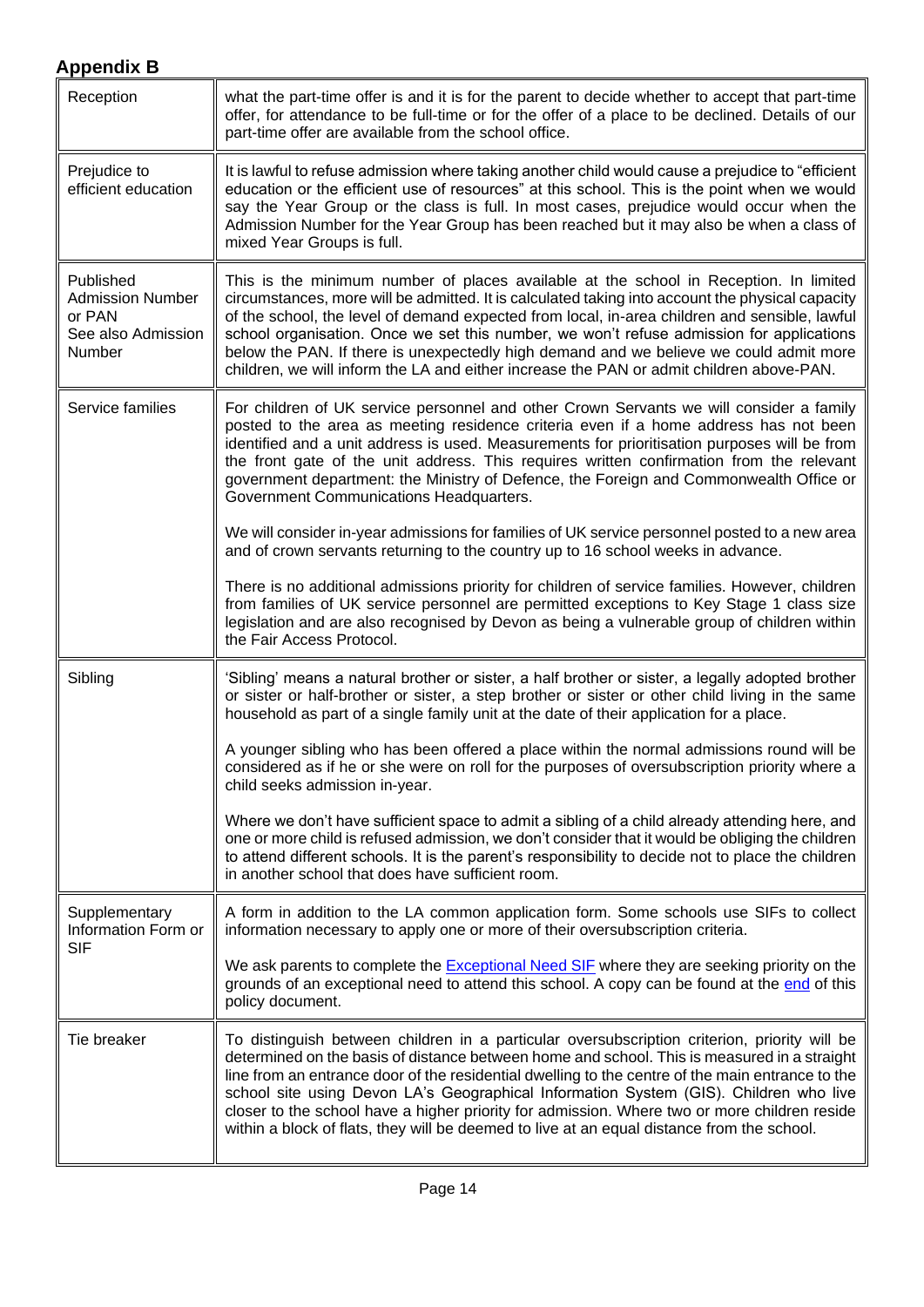## Appendix B

| | |
|---|---|
| Reception | what the part-time offer is and it is for the parent to decide whether to accept that part-time offer, for attendance to be full-time or for the offer of a place to be declined. Details of our part-time offer are available from the school office. |
| Prejudice to efficient education | It is lawful to refuse admission where taking another child would cause a prejudice to "efficient education or the efficient use of resources" at this school. This is the point when we would say the Year Group or the class is full. In most cases, prejudice would occur when the Admission Number for the Year Group has been reached but it may also be when a class of mixed Year Groups is full. |
| Published Admission Number or PAN<br>See also Admission Number | This is the minimum number of places available at the school in Reception. In limited circumstances, more will be admitted. It is calculated taking into account the physical capacity of the school, the level of demand expected from local, in-area children and sensible, lawful school organisation. Once we set this number, we won't refuse admission for applications below the PAN. If there is unexpectedly high demand and we believe we could admit more children, we will inform the LA and either increase the PAN or admit children above-PAN. |
| Service families | For children of UK service personnel and other Crown Servants we will consider a family posted to the area as meeting residence criteria even if a home address has not been identified and a unit address is used. Measurements for prioritisation purposes will be from the front gate of the unit address. This requires written confirmation from the relevant government department: the Ministry of Defence, the Foreign and Commonwealth Office or Government Communications Headquarters.<br><br>We will consider in-year admissions for families of UK service personnel posted to a new area and of crown servants returning to the country up to 16 school weeks in advance.<br><br>There is no additional admissions priority for children of service families. However, children from families of UK service personnel are permitted exceptions to Key Stage 1 class size legislation and are also recognised by Devon as being a vulnerable group of children within the Fair Access Protocol. |
| Sibling | 'Sibling' means a natural brother or sister, a half brother or sister, a legally adopted brother or sister or half-brother or sister, a step brother or sister or other child living in the same household as part of a single family unit at the date of their application for a place.<br><br>A younger sibling who has been offered a place within the normal admissions round will be considered as if he or she were on roll for the purposes of oversubscription priority where a child seeks admission in-year.<br><br>Where we don't have sufficient space to admit a sibling of a child already attending here, and one or more child is refused admission, we don't consider that it would be obliging the children to attend different schools. It is the parent's responsibility to decide not to place the children in another school that does have sufficient room. |
| Supplementary Information Form or SIF | A form in addition to the LA common application form. Some schools use SIFs to collect information necessary to apply one or more of their oversubscription criteria.<br><br>We ask parents to complete the Exceptional Need SIF where they are seeking priority on the grounds of an exceptional need to attend this school. A copy can be found at the end of this policy document. |
| Tie breaker | To distinguish between children in a particular oversubscription criterion, priority will be determined on the basis of distance between home and school. This is measured in a straight line from an entrance door of the residential dwelling to the centre of the main entrance to the school site using Devon LA's Geographical Information System (GIS). Children who live closer to the school have a higher priority for admission. Where two or more children reside within a block of flats, they will be deemed to live at an equal distance from the school. |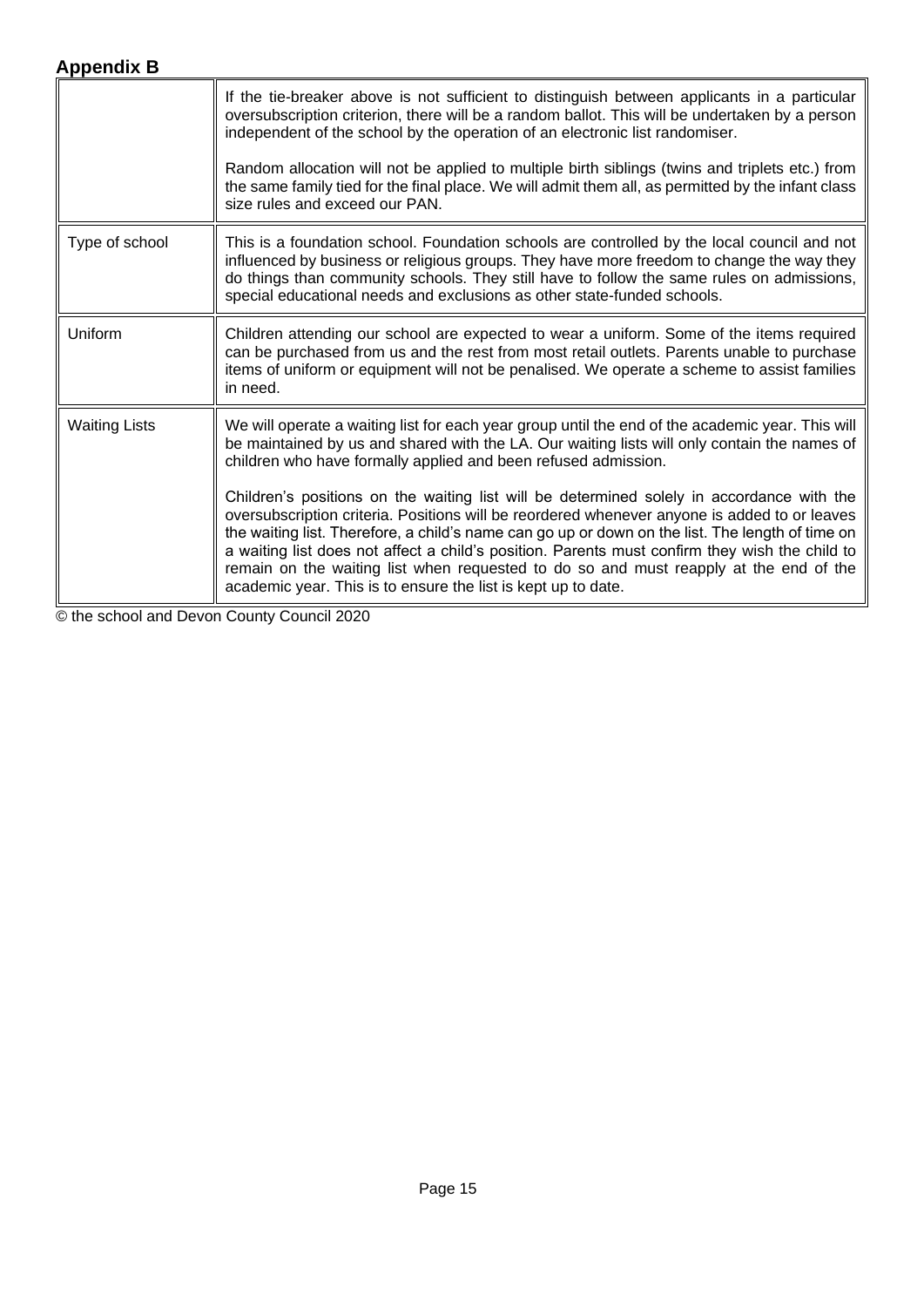## Appendix B

| | |
|---|---|
| | If the tie-breaker above is not sufficient to distinguish between applicants in a particular oversubscription criterion, there will be a random ballot. This will be undertaken by a person independent of the school by the operation of an electronic list randomiser.<br><br>Random allocation will not be applied to multiple birth siblings (twins and triplets etc.) from the same family tied for the final place. We will admit them all, as permitted by the infant class size rules and exceed our PAN. |
| Type of school | This is a foundation school. Foundation schools are controlled by the local council and not influenced by business or religious groups. They have more freedom to change the way they do things than community schools. They still have to follow the same rules on admissions, special educational needs and exclusions as other state-funded schools. |
| Uniform | Children attending our school are expected to wear a uniform. Some of the items required can be purchased from us and the rest from most retail outlets. Parents unable to purchase items of uniform or equipment will not be penalised. We operate a scheme to assist families in need. |
| Waiting Lists | We will operate a waiting list for each year group until the end of the academic year. This will be maintained by us and shared with the LA. Our waiting lists will only contain the names of children who have formally applied and been refused admission.<br><br>Children's positions on the waiting list will be determined solely in accordance with the oversubscription criteria. Positions will be reordered whenever anyone is added to or leaves the waiting list. Therefore, a child's name can go up or down on the list. The length of time on a waiting list does not affect a child's position. Parents must confirm they wish the child to remain on the waiting list when requested to do so and must reapply at the end of the academic year. This is to ensure the list is kept up to date. |

© the school and Devon County Council 2020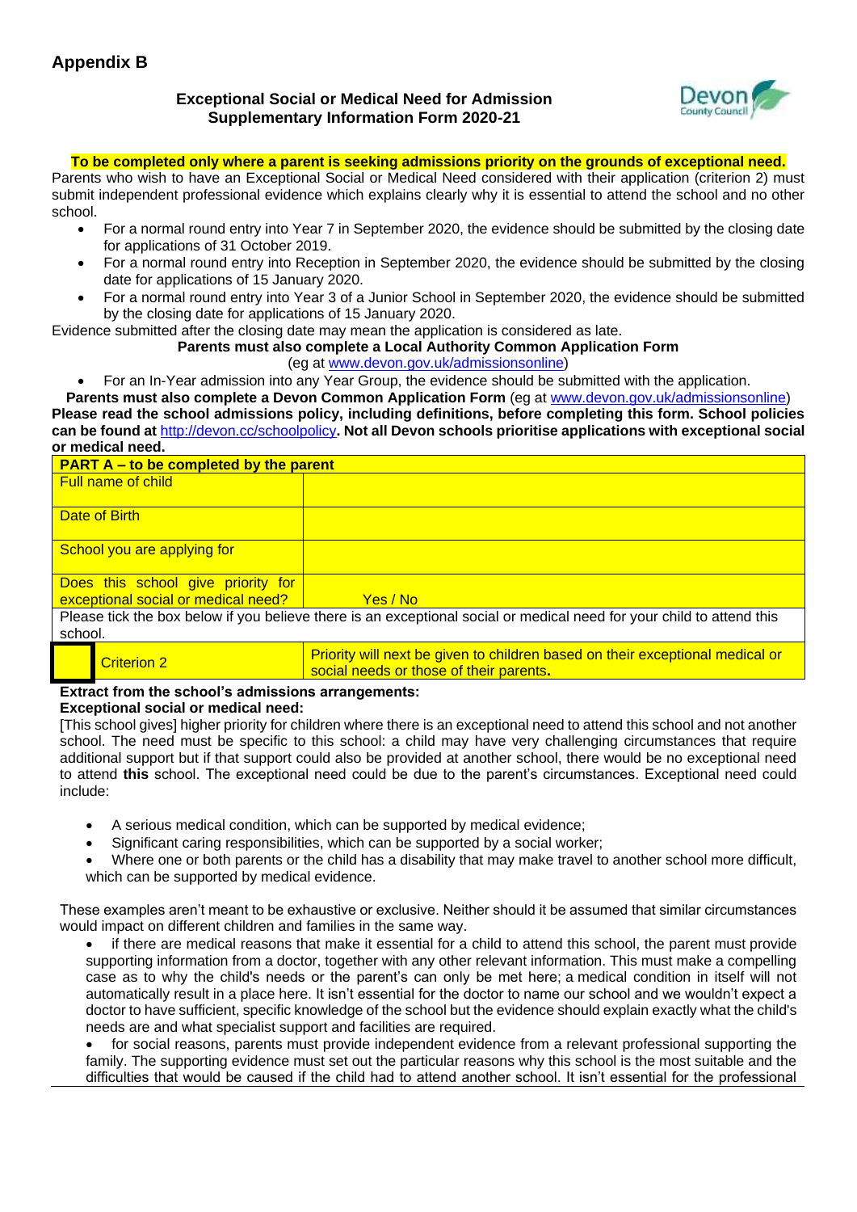## Appendix B

### Exceptional Social or Medical Need for Admission Supplementary Information Form 2020-21

**To be completed only where a parent is seeking admissions priority on the grounds of exceptional need.**

Parents who wish to have an Exceptional Social or Medical Need considered with their application (criterion 2) must submit independent professional evidence which explains clearly why it is essential to attend the school and no other school.

- For a normal round entry into Year 7 in September 2020, the evidence should be submitted by the closing date for applications of 31 October 2019.
- For a normal round entry into Reception in September 2020, the evidence should be submitted by the closing date for applications of 15 January 2020.
- For a normal round entry into Year 3 of a Junior School in September 2020, the evidence should be submitted by the closing date for applications of 15 January 2020.

Evidence submitted after the closing date may mean the application is considered as late.

**Parents must also complete a Local Authority Common Application Form**
(eg at www.devon.gov.uk/admissionsonline)

- For an In-Year admission into any Year Group, the evidence should be submitted with the application.

**Parents must also complete a Devon Common Application Form** (eg at www.devon.gov.uk/admissionsonline)

**Please read the school admissions policy, including definitions, before completing this form. School policies can be found at** http://devon.cc/schoolpolicy**. Not all Devon schools prioritise applications with exceptional social or medical need.**

| **PART A – to be completed by the parent** | | |
|---|---|---|
| Full name of child | | |
| Date of Birth | | |
| School you are applying for | | |
| Does this school give priority for exceptional social or medical need? | | Yes / No |
| Please tick the box below if you believe there is an exceptional social or medical need for your child to attend this school. | | |
| ☐ | Criterion 2 | Priority will next be given to children based on their exceptional medical or social needs or those of their parents**.** |

**Extract from the school's admissions arrangements:**
**Exceptional social or medical need:**

[This school gives] higher priority for children where there is an exceptional need to attend this school and not another school. The need must be specific to this school: a child may have very challenging circumstances that require additional support but if that support could also be provided at another school, there would be no exceptional need to attend **this** school. The exceptional need could be due to the parent's circumstances. Exceptional need could include:

- A serious medical condition, which can be supported by medical evidence;
- Significant caring responsibilities, which can be supported by a social worker;
- Where one or both parents or the child has a disability that may make travel to another school more difficult, which can be supported by medical evidence.

These examples aren't meant to be exhaustive or exclusive. Neither should it be assumed that similar circumstances would impact on different children and families in the same way.

- if there are medical reasons that make it essential for a child to attend this school, the parent must provide supporting information from a doctor, together with any other relevant information. This must make a compelling case as to why the child's needs or the parent's can only be met here; a medical condition in itself will not automatically result in a place here. It isn't essential for the doctor to name our school and we wouldn't expect a doctor to have sufficient, specific knowledge of the school but the evidence should explain exactly what the child's needs are and what specialist support and facilities are required.
- for social reasons, parents must provide independent evidence from a relevant professional supporting the family. The supporting evidence must set out the particular reasons why this school is the most suitable and the difficulties that would be caused if the child had to attend another school. It isn't essential for the professional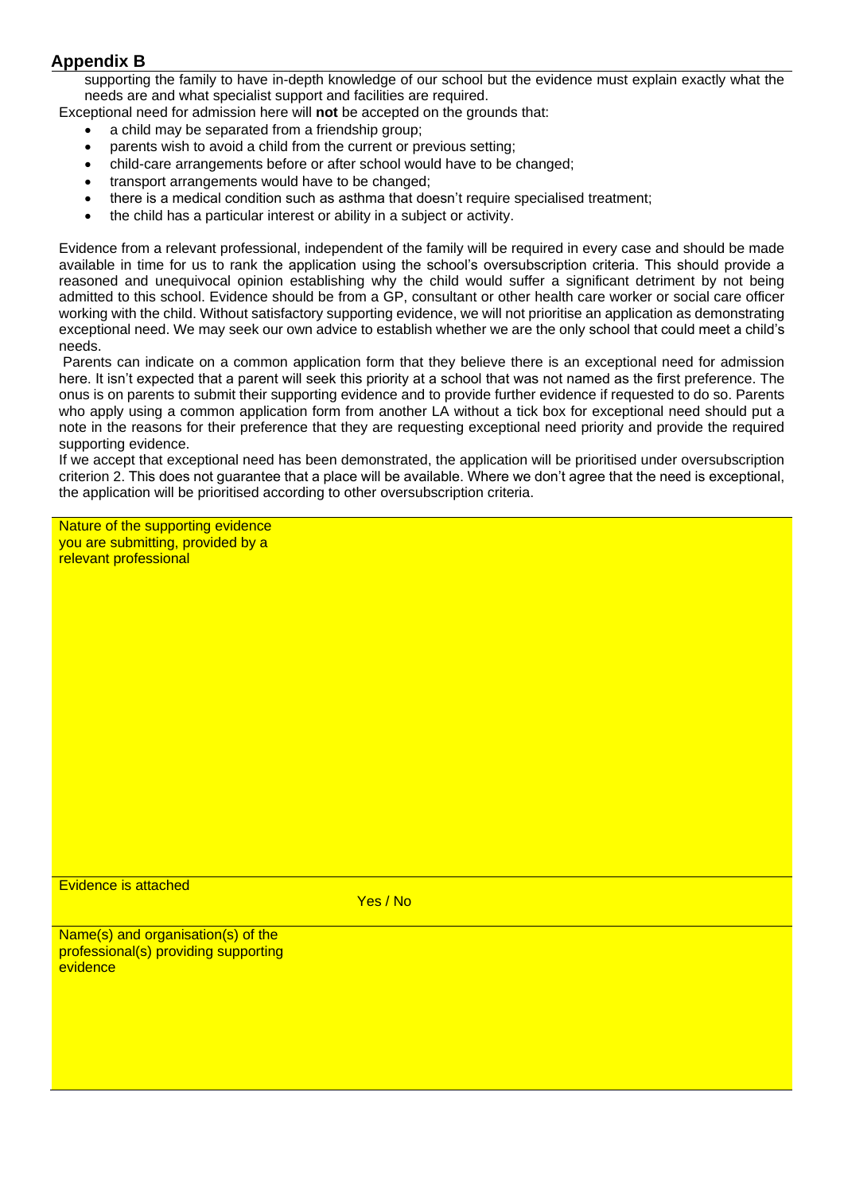## Appendix B

supporting the family to have in-depth knowledge of our school but the evidence must explain exactly what the needs are and what specialist support and facilities are required.

Exceptional need for admission here will **not** be accepted on the grounds that:

- a child may be separated from a friendship group;
- parents wish to avoid a child from the current or previous setting;
- child-care arrangements before or after school would have to be changed;
- transport arrangements would have to be changed;
- there is a medical condition such as asthma that doesn't require specialised treatment;
- the child has a particular interest or ability in a subject or activity.

Evidence from a relevant professional, independent of the family will be required in every case and should be made available in time for us to rank the application using the school's oversubscription criteria. This should provide a reasoned and unequivocal opinion establishing why the child would suffer a significant detriment by not being admitted to this school. Evidence should be from a GP, consultant or other health care worker or social care officer working with the child. Without satisfactory supporting evidence, we will not prioritise an application as demonstrating exceptional need. We may seek our own advice to establish whether we are the only school that could meet a child's needs.

Parents can indicate on a common application form that they believe there is an exceptional need for admission here. It isn't expected that a parent will seek this priority at a school that was not named as the first preference. The onus is on parents to submit their supporting evidence and to provide further evidence if requested to do so. Parents who apply using a common application form from another LA without a tick box for exceptional need should put a note in the reasons for their preference that they are requesting exceptional need priority and provide the required supporting evidence.

If we accept that exceptional need has been demonstrated, the application will be prioritised under oversubscription criterion 2. This does not guarantee that a place will be available. Where we don't agree that the need is exceptional, the application will be prioritised according to other oversubscription criteria.

| | |
|---|---|
| Nature of the supporting evidence you are submitting, provided by a relevant professional | |
| Evidence is attached | Yes / No |
| Name(s) and organisation(s) of the professional(s) providing supporting evidence | |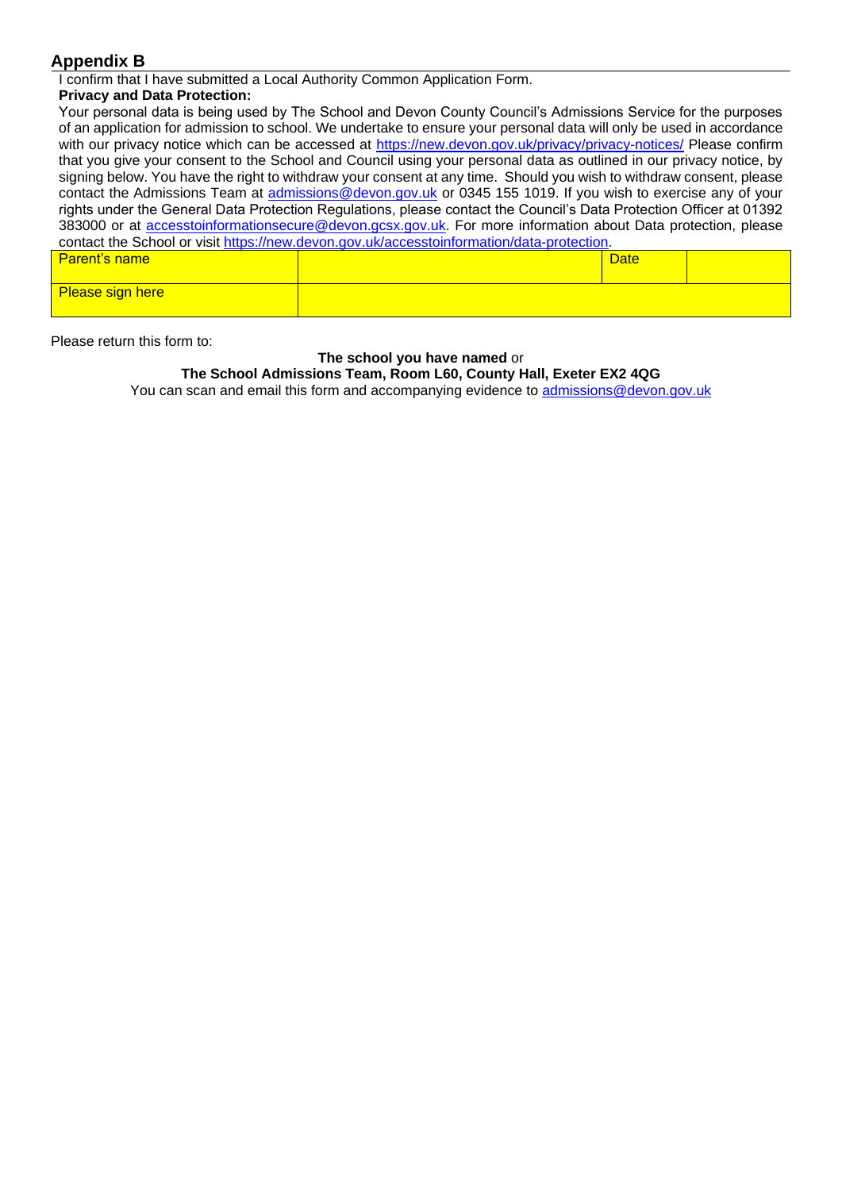## Appendix B

I confirm that I have submitted a Local Authority Common Application Form.

**Privacy and Data Protection:**

Your personal data is being used by The School and Devon County Council's Admissions Service for the purposes of an application for admission to school. We undertake to ensure your personal data will only be used in accordance with our privacy notice which can be accessed at https://new.devon.gov.uk/privacy/privacy-notices/ Please confirm that you give your consent to the School and Council using your personal data as outlined in our privacy notice, by signing below. You have the right to withdraw your consent at any time. Should you wish to withdraw consent, please contact the Admissions Team at admissions@devon.gov.uk or 0345 155 1019. If you wish to exercise any of your rights under the General Data Protection Regulations, please contact the Council's Data Protection Officer at 01392 383000 or at accesstoinformationsecure@devon.gcsx.gov.uk. For more information about Data protection, please contact the School or visit https://new.devon.gov.uk/accesstoinformation/data-protection.

| | | | |
|---|---|---|---|
| Parent's name | | Date | |
| Please sign here | | | |

Please return this form to:

**The school you have named** or

**The School Admissions Team, Room L60, County Hall, Exeter EX2 4QG**

You can scan and email this form and accompanying evidence to admissions@devon.gov.uk